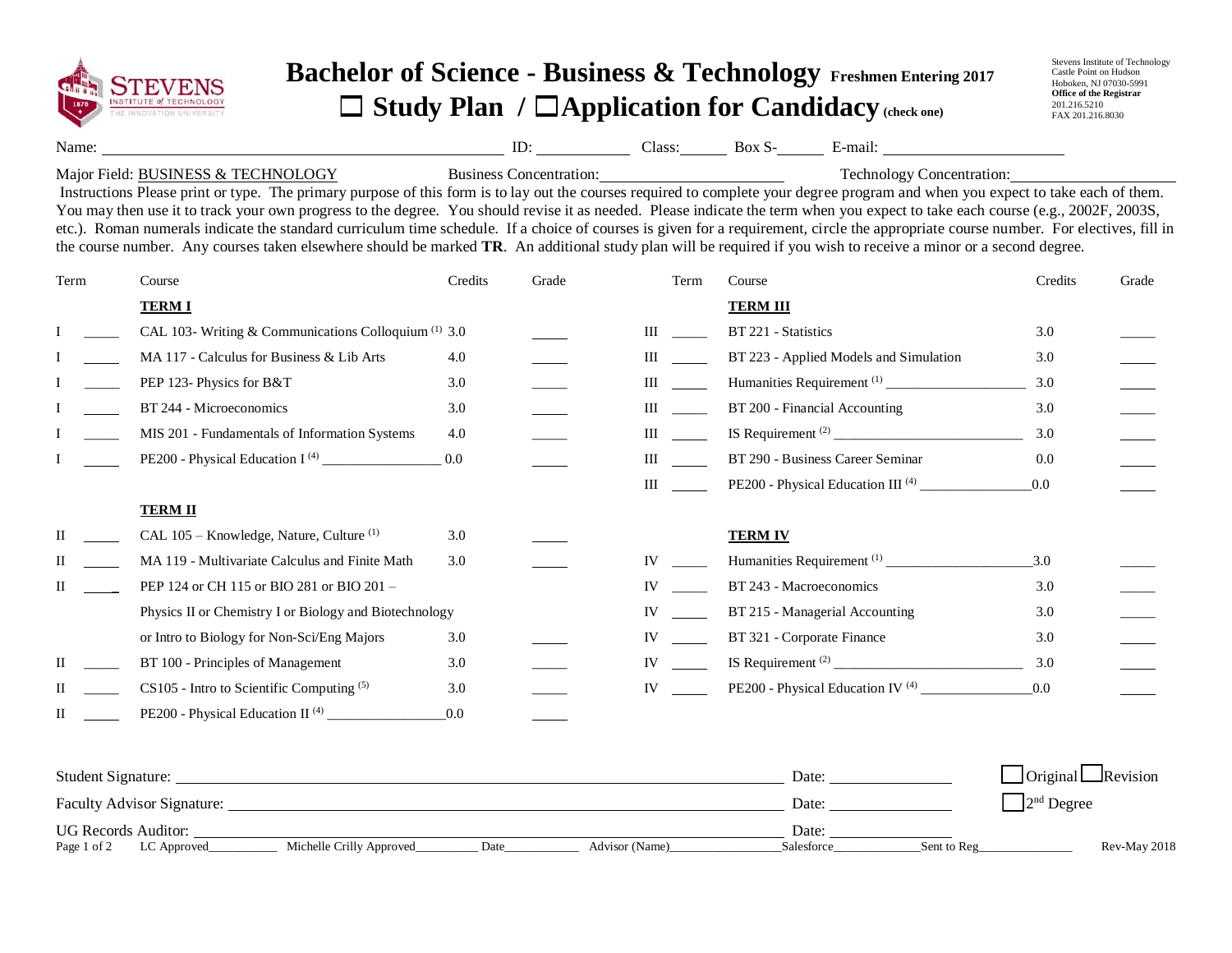Stevens Institute of Technology
Castle Point on Hudson
Hoboken, NJ 07030-5991
**Office of the Registrar**
201.216.5210
FAX 201.216.8030

# Bachelor of Science - Business & Technology Freshmen Entering 2017

## ☐ Study Plan / ☐ Application for Candidacy (check one)

Name: ____________ ID: ________ Class: ______ Box S-______ E-mail: ____________

Major Field: BUSINESS & TECHNOLOGY Business Concentration: ____________ Technology Concentration: ____________

Instructions Please print or type. The primary purpose of this form is to lay out the courses required to complete your degree program and when you expect to take each of them. You may then use it to track your own progress to the degree. You should revise it as needed. Please indicate the term when you expect to take each course (e.g., 2002F, 2003S, etc.). Roman numerals indicate the standard curriculum time schedule. If a choice of courses is given for a requirement, circle the appropriate course number. For electives, fill in the course number. Any courses taken elsewhere should be marked **TR**. An additional study plan will be required if you wish to receive a minor or a second degree.

| Term | | Course | Credits | Grade |
|---|---|---|---|---|
| | | **TERM I** | | |
| I | _____ | CAL 103- Writing & Communications Colloquium [1] | 3.0 | _____ |
| I | _____ | MA 117 - Calculus for Business & Lib Arts | 4.0 | _____ |
| I | _____ | PEP 123- Physics for B&T | 3.0 | _____ |
| I | _____ | BT 244 - Microeconomics | 3.0 | _____ |
| I | _____ | MIS 201 - Fundamentals of Information Systems | 4.0 | _____ |
| I | _____ | PE200 - Physical Education I [4] ____________ | 0.0 | _____ |
| | | **TERM II** | | |
| II | _____ | CAL 105 – Knowledge, Nature, Culture [1] | 3.0 | _____ |
| II | _____ | MA 119 - Multivariate Calculus and Finite Math | 3.0 | _____ |
| II | _____ | PEP 124 or CH 115 or BIO 281 or BIO 201 – Physics II or Chemistry I or Biology and Biotechnology or Intro to Biology for Non-Sci/Eng Majors | 3.0 | _____ |
| II | _____ | BT 100 - Principles of Management | 3.0 | _____ |
| II | _____ | CS105 - Intro to Scientific Computing [5] | 3.0 | _____ |
| II | _____ | PE200 - Physical Education II [4] ____________ | 0.0 | _____ |

| Term | | Course | Credits | Grade |
|---|---|---|---|---|
| | | **TERM III** | | |
| III | _____ | BT 221 - Statistics | 3.0 | _____ |
| III | _____ | BT 223 - Applied Models and Simulation | 3.0 | _____ |
| III | _____ | Humanities Requirement [1] ____________ | 3.0 | _____ |
| III | _____ | BT 200 - Financial Accounting | 3.0 | _____ |
| III | _____ | IS Requirement [2] ____________ | 3.0 | _____ |
| III | _____ | BT 290 - Business Career Seminar | 0.0 | _____ |
| III | _____ | PE200 - Physical Education III [4] ____________ | 0.0 | _____ |
| | | **TERM IV** | | |
| IV | _____ | Humanities Requirement [1] ____________ | 3.0 | _____ |
| IV | _____ | BT 243 - Macroeconomics | 3.0 | _____ |
| IV | _____ | BT 215 - Managerial Accounting | 3.0 | _____ |
| IV | _____ | BT 321 - Corporate Finance | 3.0 | _____ |
| IV | _____ | IS Requirement [2] ____________ | 3.0 | _____ |
| IV | _____ | PE200 - Physical Education IV [4] ____________ | 0.0 | _____ |

Student Signature: ____________ Date: ____________ ☐ Original ☐ Revision

Faculty Advisor Signature: ____________ Date: ____________ ☐ 2nd Degree

UG Records Auditor: ____________ Date: ____________

LC Approved__________ Michelle Crilly Approved__________ Date__________ Advisor (Name)__________ Salesforce__________ Sent to Reg__________ Rev-May 2018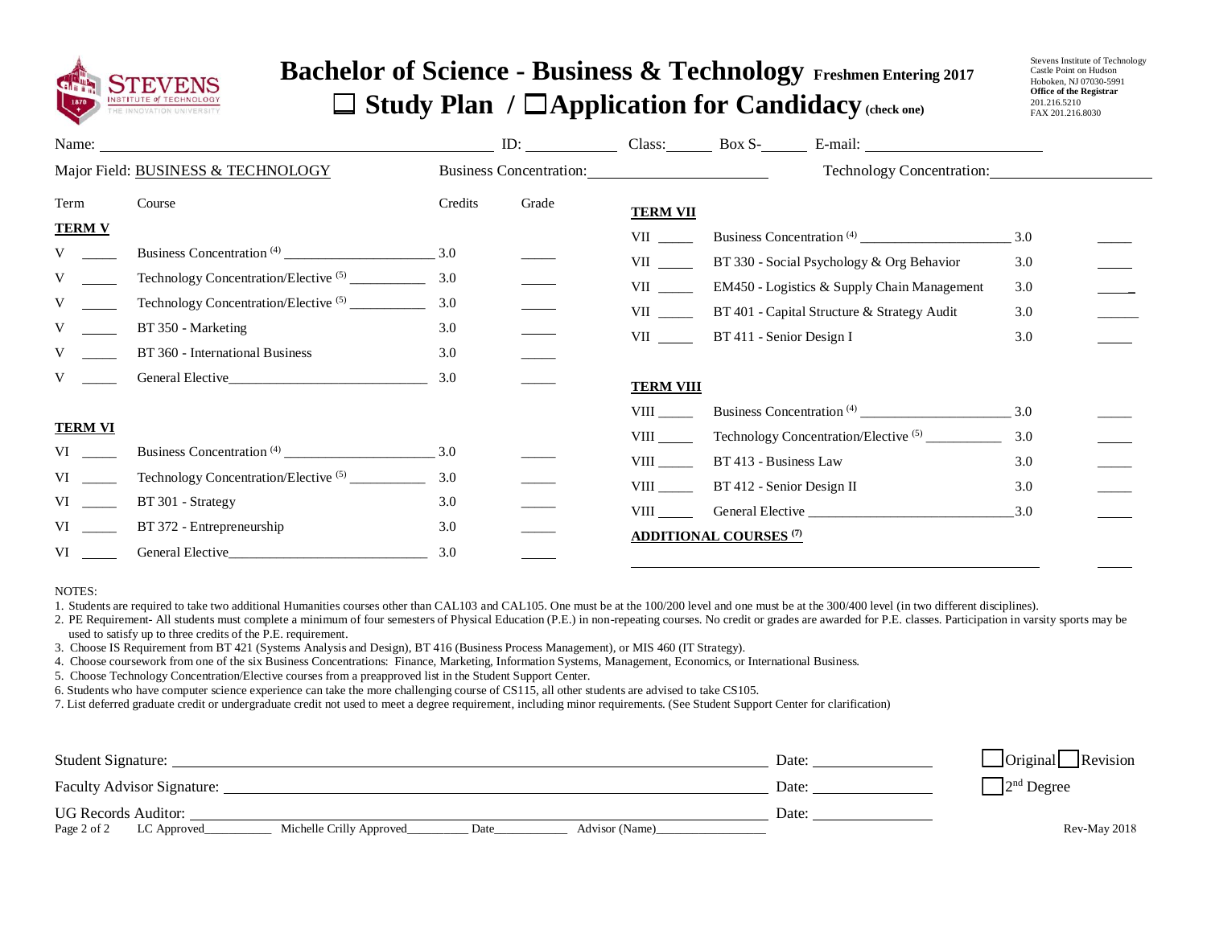# Bachelor of Science - Business & Technology Freshmen Entering 2017

## ☐ Study Plan / ☐ Application for Candidacy (check one)

Stevens Institute of Technology
Castle Point on Hudson
Hoboken, NJ 07030-5991
**Office of the Registrar**
201.216.5210
FAX 201.216.8030

Name: ______________________ ID: __________ Class: ______ Box S-______ E-mail: ______________________

Major Field: BUSINESS & TECHNOLOGY Business Concentration: ______________________ Technology Concentration: ______________________

### TERM V

| Term | Course | Credits | Grade |
|---|---|---|---|
| V ____ | Business Concentration [4] ______________ | 3.0 | ____ |
| V ____ | Technology Concentration/Elective [5] __________ | 3.0 | ____ |
| V ____ | Technology Concentration/Elective [5] __________ | 3.0 | ____ |
| V ____ | BT 350 - Marketing | 3.0 | ____ |
| V ____ | BT 360 - International Business | 3.0 | ____ |
| V ____ | General Elective______________ | 3.0 | ____ |

### TERM VI

| Term | Course | Credits | Grade |
|---|---|---|---|
| VI ____ | Business Concentration [4] ______________ | 3.0 | ____ |
| VI ____ | Technology Concentration/Elective [5] __________ | 3.0 | ____ |
| VI ____ | BT 301 - Strategy | 3.0 | ____ |
| VI ____ | BT 372 - Entrepreneurship | 3.0 | ____ |
| VI ____ | General Elective______________ | 3.0 | ____ |

### TERM VII

| Term | Course | Credits | Grade |
|---|---|---|---|
| VII ____ | Business Concentration [4] ______________ | 3.0 | ____ |
| VII ____ | BT 330 - Social Psychology & Org Behavior | 3.0 | ____ |
| VII ____ | EM450 - Logistics & Supply Chain Management | 3.0 | ____ |
| VII ____ | BT 401 - Capital Structure & Strategy Audit | 3.0 | ____ |
| VII ____ | BT 411 - Senior Design I | 3.0 | ____ |

### TERM VIII

| Term | Course | Credits | Grade |
|---|---|---|---|
| VIII ____ | Business Concentration [4] ______________ | 3.0 | ____ |
| VIII ____ | Technology Concentration/Elective [5] __________ | 3.0 | ____ |
| VIII ____ | BT 413 - Business Law | 3.0 | ____ |
| VIII ____ | BT 412 - Senior Design II | 3.0 | ____ |
| VIII ____ | General Elective ______________ | 3.0 | ____ |

### ADDITIONAL COURSES [7]

______________________________________ ____

NOTES:

1. Students are required to take two additional Humanities courses other than CAL103 and CAL105. One must be at the 100/200 level and one must be at the 300/400 level (in two different disciplines).
2. PE Requirement- All students must complete a minimum of four semesters of Physical Education (P.E.) in non-repeating courses. No credit or grades are awarded for P.E. classes. Participation in varsity sports may be used to satisfy up to three credits of the P.E. requirement.
3. Choose IS Requirement from BT 421 (Systems Analysis and Design), BT 416 (Business Process Management), or MIS 460 (IT Strategy).
4. Choose coursework from one of the six Business Concentrations: Finance, Marketing, Information Systems, Management, Economics, or International Business.
5. Choose Technology Concentration/Elective courses from a preapproved list in the Student Support Center.
6. Students who have computer science experience can take the more challenging course of CS115, all other students are advised to take CS105.
7. List deferred graduate credit or undergraduate credit not used to meet a degree requirement, including minor requirements. (See Student Support Center for clarification)

Student Signature: ______________________________ Date: __________ ☐ Original ☐ Revision

Faculty Advisor Signature: ______________________________ Date: __________ ☐ 2nd Degree

UG Records Auditor: ______________________________ Date: __________

LC Approved__________ Michelle Crilly Approved__________ Date__________ Advisor (Name)______________

Rev-May 2018